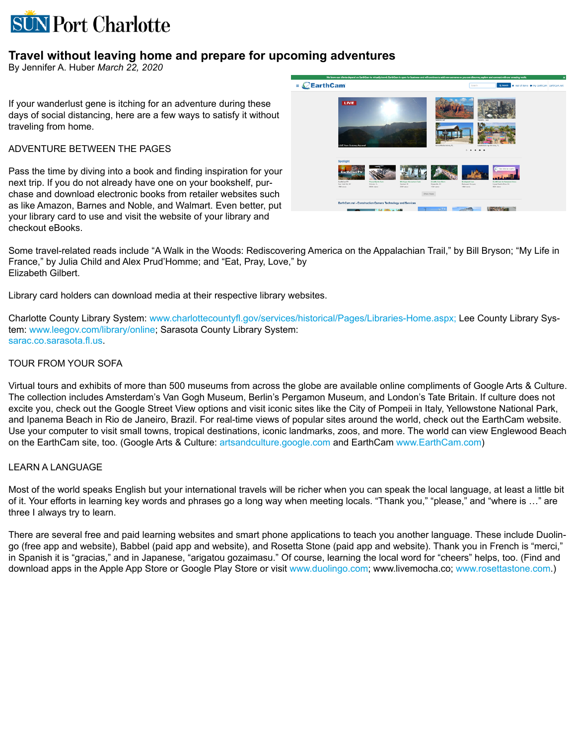# SUN Port Charlotte

## Travel without leaving home and prepare for upcoming adventures

By Jennifer A. Huber *March 22, 2020*

If your wanderlust gene is itching for an adventure during these days of social distancing, here are a few ways to satisfy it without traveling from home.

ADVENTURE BETWEEN THE PAGES

Pass the time by diving into a book and finding inspiration for your next trip. If you do not already have one on your bookshelf, purchase and download electronic books from retailer websites such as like Amazon, Barnes and Noble, and Walmart. Even better, put your library card to use and visit the website of your library and checkout eBooks.

Some travel-related reads include “A Walk in the Woods: Rediscovering America on the Appalachian Trail,” by Bill Bryson; “My Life in France,” by Julia Child and Alex Prud’Homme; and “Eat, Pray, Love,” by Elizabeth Gilbert.

Library card holders can download media at their respective library websites.

Charlotte County Library System: www.charlottecountyfl.gov/services/historical/Pages/Libraries-Home.aspx; Lee County Library System: www.leegov.com/library/online; Sarasota County Library System: sarac.co.sarasota.fl.us.

TOUR FROM YOUR SOFA

Virtual tours and exhibits of more than 500 museums from across the globe are available online compliments of Google Arts & Culture. The collection includes Amsterdam’s Van Gogh Museum, Berlin’s Pergamon Museum, and London’s Tate Britain. If culture does not excite you, check out the Google Street View options and visit iconic sites like the City of Pompeii in Italy, Yellowstone National Park, and Ipanema Beach in Rio de Janeiro, Brazil. For real-time views of popular sites around the world, check out the EarthCam website. Use your computer to visit small towns, tropical destinations, iconic landmarks, zoos, and more. The world can view Englewood Beach on the EarthCam site, too. (Google Arts & Culture: artsandculture.google.com and EarthCam www.EarthCam.com)

LEARN A LANGUAGE

Most of the world speaks English but your international travels will be richer when you can speak the local language, at least a little bit of it. Your efforts in learning key words and phrases go a long way when meeting locals. “Thank you,” “please,” and “where is …” are three I always try to learn.

There are several free and paid learning websites and smart phone applications to teach you another language. These include Duolingo (free app and website), Babbel (paid app and website), and Rosetta Stone (paid app and website). Thank you in French is “merci,” in Spanish it is “gracias,” and in Japanese, “arigatou gozaimasu.” Of course, learning the local word for “cheers” helps, too. (Find and download apps in the Apple App Store or Google Play Store or visit www.duolingo.com; www.livemocha.co; www.rosettastone.com.)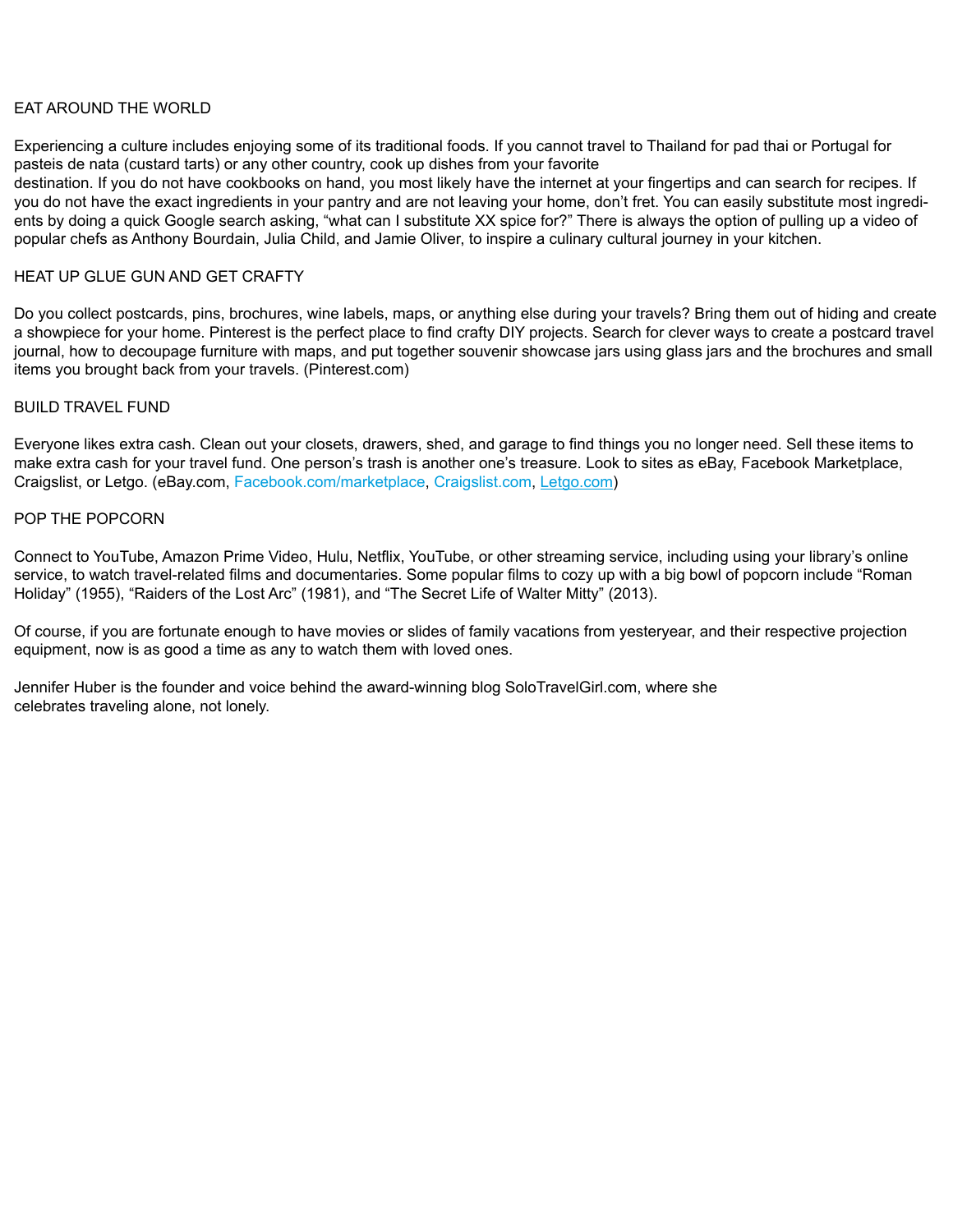## EAT AROUND THE WORLD

Experiencing a culture includes enjoying some of its traditional foods. If you cannot travel to Thailand for pad thai or Portugal for pasteis de nata (custard tarts) or any other country, cook up dishes from your favorite destination. If you do not have cookbooks on hand, you most likely have the internet at your fingertips and can search for recipes. If you do not have the exact ingredients in your pantry and are not leaving your home, don't fret. You can easily substitute most ingredients by doing a quick Google search asking, "what can I substitute XX spice for?" There is always the option of pulling up a video of popular chefs as Anthony Bourdain, Julia Child, and Jamie Oliver, to inspire a culinary cultural journey in your kitchen.

## HEAT UP GLUE GUN AND GET CRAFTY

Do you collect postcards, pins, brochures, wine labels, maps, or anything else during your travels? Bring them out of hiding and create a showpiece for your home. Pinterest is the perfect place to find crafty DIY projects. Search for clever ways to create a postcard travel journal, how to decoupage furniture with maps, and put together souvenir showcase jars using glass jars and the brochures and small items you brought back from your travels. (Pinterest.com)

## BUILD TRAVEL FUND

Everyone likes extra cash. Clean out your closets, drawers, shed, and garage to find things you no longer need. Sell these items to make extra cash for your travel fund. One person's trash is another one's treasure. Look to sites as eBay, Facebook Marketplace, Craigslist, or Letgo. (eBay.com, Facebook.com/marketplace, Craigslist.com, Letgo.com)

## POP THE POPCORN

Connect to YouTube, Amazon Prime Video, Hulu, Netflix, YouTube, or other streaming service, including using your library's online service, to watch travel-related films and documentaries. Some popular films to cozy up with a big bowl of popcorn include "Roman Holiday" (1955), "Raiders of the Lost Arc" (1981), and "The Secret Life of Walter Mitty" (2013).

Of course, if you are fortunate enough to have movies or slides of family vacations from yesteryear, and their respective projection equipment, now is as good a time as any to watch them with loved ones.

Jennifer Huber is the founder and voice behind the award-winning blog SoloTravelGirl.com, where she celebrates traveling alone, not lonely.